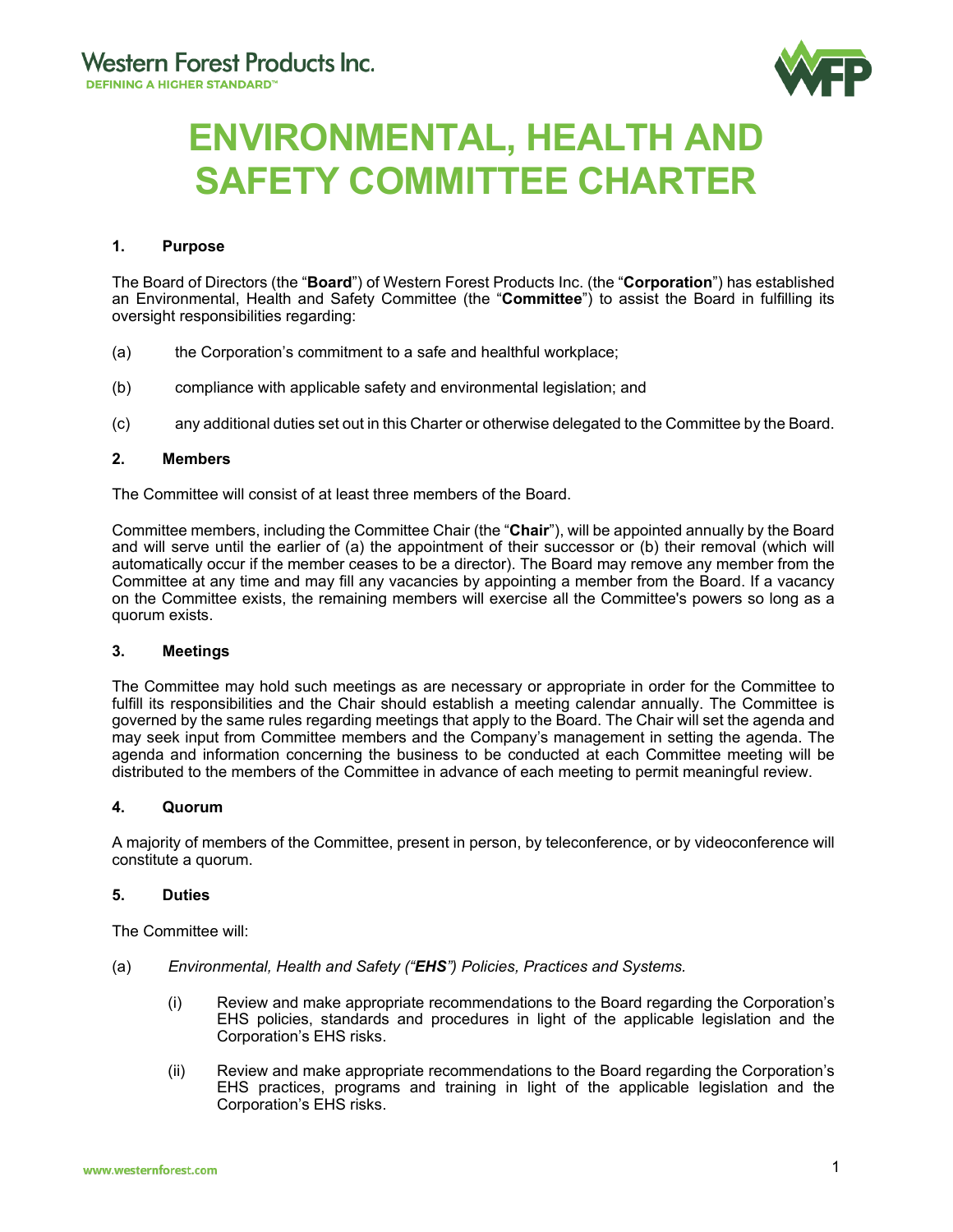# ENVIRONMENTAL, HEALTH AND SAFETY COMMITTEE CHARTER

## 1. Purpose

The Board of Directors (the "**Board**") of Western Forest Products Inc. (the "**Corporation**") has established an Environmental, Health and Safety Committee (the "**Committee**") to assist the Board in fulfilling its oversight responsibilities regarding:

(a) the Corporation's commitment to a safe and healthful workplace;

(b) compliance with applicable safety and environmental legislation; and

(c) any additional duties set out in this Charter or otherwise delegated to the Committee by the Board.

## 2. Members

The Committee will consist of at least three members of the Board.

Committee members, including the Committee Chair (the "**Chair**"), will be appointed annually by the Board and will serve until the earlier of (a) the appointment of their successor or (b) their removal (which will automatically occur if the member ceases to be a director). The Board may remove any member from the Committee at any time and may fill any vacancies by appointing a member from the Board. If a vacancy on the Committee exists, the remaining members will exercise all the Committee's powers so long as a quorum exists.

## 3. Meetings

The Committee may hold such meetings as are necessary or appropriate in order for the Committee to fulfill its responsibilities and the Chair should establish a meeting calendar annually. The Committee is governed by the same rules regarding meetings that apply to the Board. The Chair will set the agenda and may seek input from Committee members and the Company's management in setting the agenda. The agenda and information concerning the business to be conducted at each Committee meeting will be distributed to the members of the Committee in advance of each meeting to permit meaningful review.

## 4. Quorum

A majority of members of the Committee, present in person, by teleconference, or by videoconference will constitute a quorum.

## 5. Duties

The Committee will:

(a) *Environmental, Health and Safety ("**EHS**") Policies, Practices and Systems.*

(i) Review and make appropriate recommendations to the Board regarding the Corporation's EHS policies, standards and procedures in light of the applicable legislation and the Corporation's EHS risks.

(ii) Review and make appropriate recommendations to the Board regarding the Corporation's EHS practices, programs and training in light of the applicable legislation and the Corporation's EHS risks.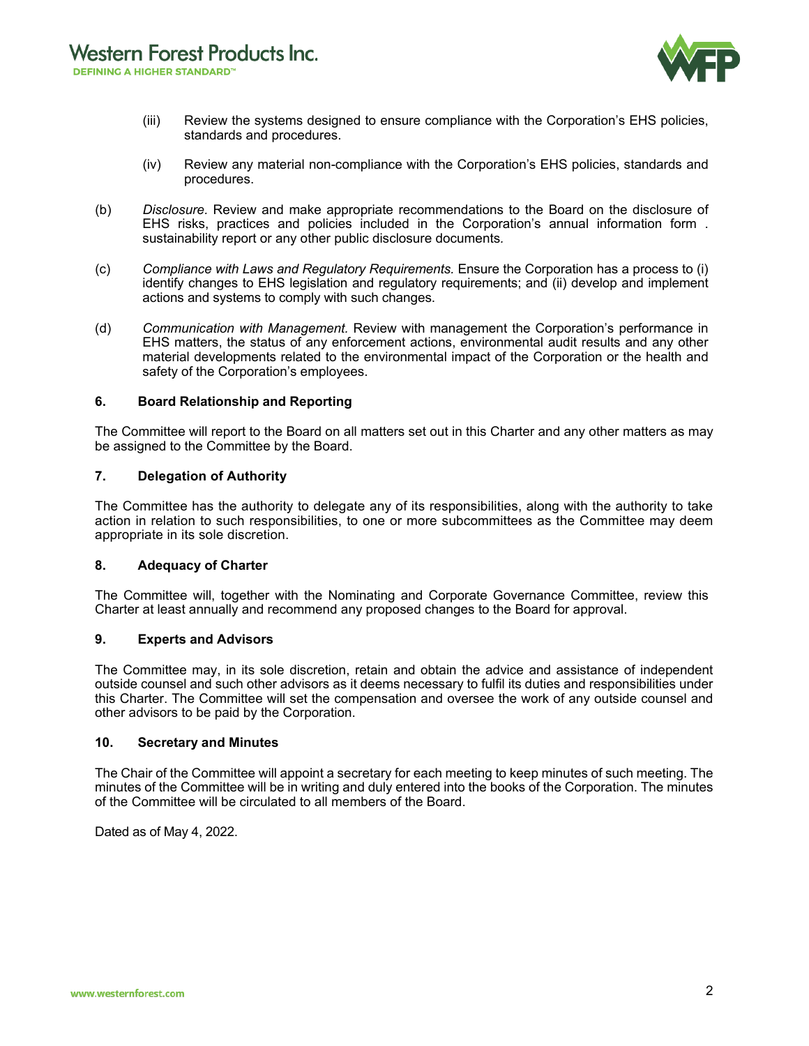(iii) Review the systems designed to ensure compliance with the Corporation's EHS policies, standards and procedures.

(iv) Review any material non-compliance with the Corporation's EHS policies, standards and procedures.

(b) *Disclosure.* Review and make appropriate recommendations to the Board on the disclosure of EHS risks, practices and policies included in the Corporation's annual information form . sustainability report or any other public disclosure documents.

(c) *Compliance with Laws and Regulatory Requirements.* Ensure the Corporation has a process to (i) identify changes to EHS legislation and regulatory requirements; and (ii) develop and implement actions and systems to comply with such changes.

(d) *Communication with Management.* Review with management the Corporation's performance in EHS matters, the status of any enforcement actions, environmental audit results and any other material developments related to the environmental impact of the Corporation or the health and safety of the Corporation's employees.

### 6. Board Relationship and Reporting

The Committee will report to the Board on all matters set out in this Charter and any other matters as may be assigned to the Committee by the Board.

### 7. Delegation of Authority

The Committee has the authority to delegate any of its responsibilities, along with the authority to take action in relation to such responsibilities, to one or more subcommittees as the Committee may deem appropriate in its sole discretion.

### 8. Adequacy of Charter

The Committee will, together with the Nominating and Corporate Governance Committee, review this Charter at least annually and recommend any proposed changes to the Board for approval.

### 9. Experts and Advisors

The Committee may, in its sole discretion, retain and obtain the advice and assistance of independent outside counsel and such other advisors as it deems necessary to fulfil its duties and responsibilities under this Charter. The Committee will set the compensation and oversee the work of any outside counsel and other advisors to be paid by the Corporation.

### 10. Secretary and Minutes

The Chair of the Committee will appoint a secretary for each meeting to keep minutes of such meeting. The minutes of the Committee will be in writing and duly entered into the books of the Corporation. The minutes of the Committee will be circulated to all members of the Board.

Dated as of May 4, 2022.